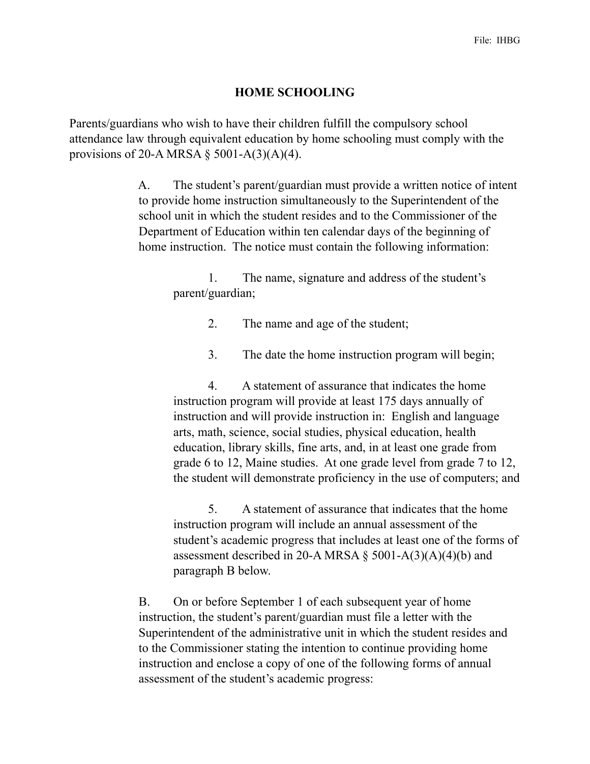File: IHBG

# HOME SCHOOLING

Parents/guardians who wish to have their children fulfill the compulsory school attendance law through equivalent education by home schooling must comply with the provisions of 20-A MRSA § 5001-A(3)(A)(4).

A. The student's parent/guardian must provide a written notice of intent to provide home instruction simultaneously to the Superintendent of the school unit in which the student resides and to the Commissioner of the Department of Education within ten calendar days of the beginning of home instruction. The notice must contain the following information:

1. The name, signature and address of the student's parent/guardian;

2. The name and age of the student;

3. The date the home instruction program will begin;

4. A statement of assurance that indicates the home instruction program will provide at least 175 days annually of instruction and will provide instruction in: English and language arts, math, science, social studies, physical education, health education, library skills, fine arts, and, in at least one grade from grade 6 to 12, Maine studies. At one grade level from grade 7 to 12, the student will demonstrate proficiency in the use of computers; and

5. A statement of assurance that indicates that the home instruction program will include an annual assessment of the student's academic progress that includes at least one of the forms of assessment described in 20-A MRSA § 5001-A(3)(A)(4)(b) and paragraph B below.

B. On or before September 1 of each subsequent year of home instruction, the student's parent/guardian must file a letter with the Superintendent of the administrative unit in which the student resides and to the Commissioner stating the intention to continue providing home instruction and enclose a copy of one of the following forms of annual assessment of the student's academic progress: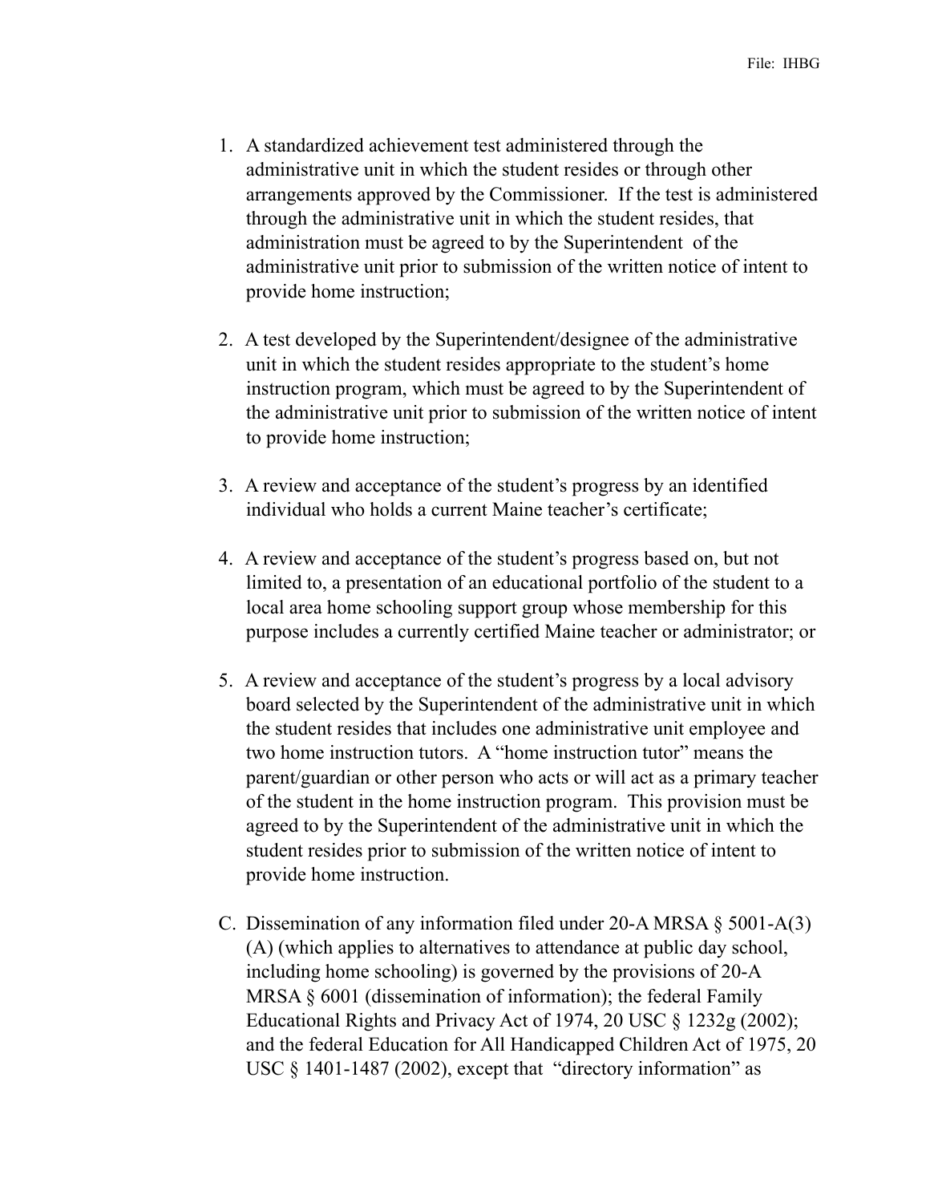1. A standardized achievement test administered through the administrative unit in which the student resides or through other arrangements approved by the Commissioner. If the test is administered through the administrative unit in which the student resides, that administration must be agreed to by the Superintendent of the administrative unit prior to submission of the written notice of intent to provide home instruction;

2. A test developed by the Superintendent/designee of the administrative unit in which the student resides appropriate to the student's home instruction program, which must be agreed to by the Superintendent of the administrative unit prior to submission of the written notice of intent to provide home instruction;

3. A review and acceptance of the student's progress by an identified individual who holds a current Maine teacher's certificate;

4. A review and acceptance of the student's progress based on, but not limited to, a presentation of an educational portfolio of the student to a local area home schooling support group whose membership for this purpose includes a currently certified Maine teacher or administrator; or

5. A review and acceptance of the student's progress by a local advisory board selected by the Superintendent of the administrative unit in which the student resides that includes one administrative unit employee and two home instruction tutors. A "home instruction tutor" means the parent/guardian or other person who acts or will act as a primary teacher of the student in the home instruction program. This provision must be agreed to by the Superintendent of the administrative unit in which the student resides prior to submission of the written notice of intent to provide home instruction.

C. Dissemination of any information filed under 20-A MRSA § 5001-A(3)(A) (which applies to alternatives to attendance at public day school, including home schooling) is governed by the provisions of 20-A MRSA § 6001 (dissemination of information); the federal Family Educational Rights and Privacy Act of 1974, 20 USC § 1232g (2002); and the federal Education for All Handicapped Children Act of 1975, 20 USC § 1401-1487 (2002), except that "directory information" as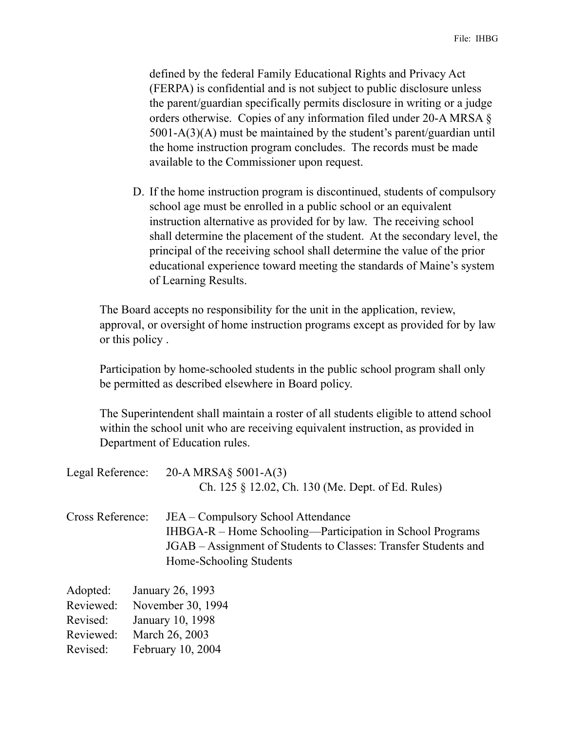defined by the federal Family Educational Rights and Privacy Act (FERPA) is confidential and is not subject to public disclosure unless the parent/guardian specifically permits disclosure in writing or a judge orders otherwise. Copies of any information filed under 20-A MRSA § 5001-A(3)(A) must be maintained by the student's parent/guardian until the home instruction program concludes. The records must be made available to the Commissioner upon request.

D. If the home instruction program is discontinued, students of compulsory school age must be enrolled in a public school or an equivalent instruction alternative as provided for by law. The receiving school shall determine the placement of the student. At the secondary level, the principal of the receiving school shall determine the value of the prior educational experience toward meeting the standards of Maine's system of Learning Results.

The Board accepts no responsibility for the unit in the application, review, approval, or oversight of home instruction programs except as provided for by law or this policy .

Participation by home-schooled students in the public school program shall only be permitted as described elsewhere in Board policy.

The Superintendent shall maintain a roster of all students eligible to attend school within the school unit who are receiving equivalent instruction, as provided in Department of Education rules.

Legal Reference: 20-A MRSA§ 5001-A(3)
Ch. 125 § 12.02, Ch. 130 (Me. Dept. of Ed. Rules)

Cross Reference: JEA – Compulsory School Attendance
IHBGA-R – Home Schooling—Participation in School Programs
JGAB – Assignment of Students to Classes: Transfer Students and Home-Schooling Students

Adopted: January 26, 1993
Reviewed: November 30, 1994
Revised: January 10, 1998
Reviewed: March 26, 2003
Revised: February 10, 2004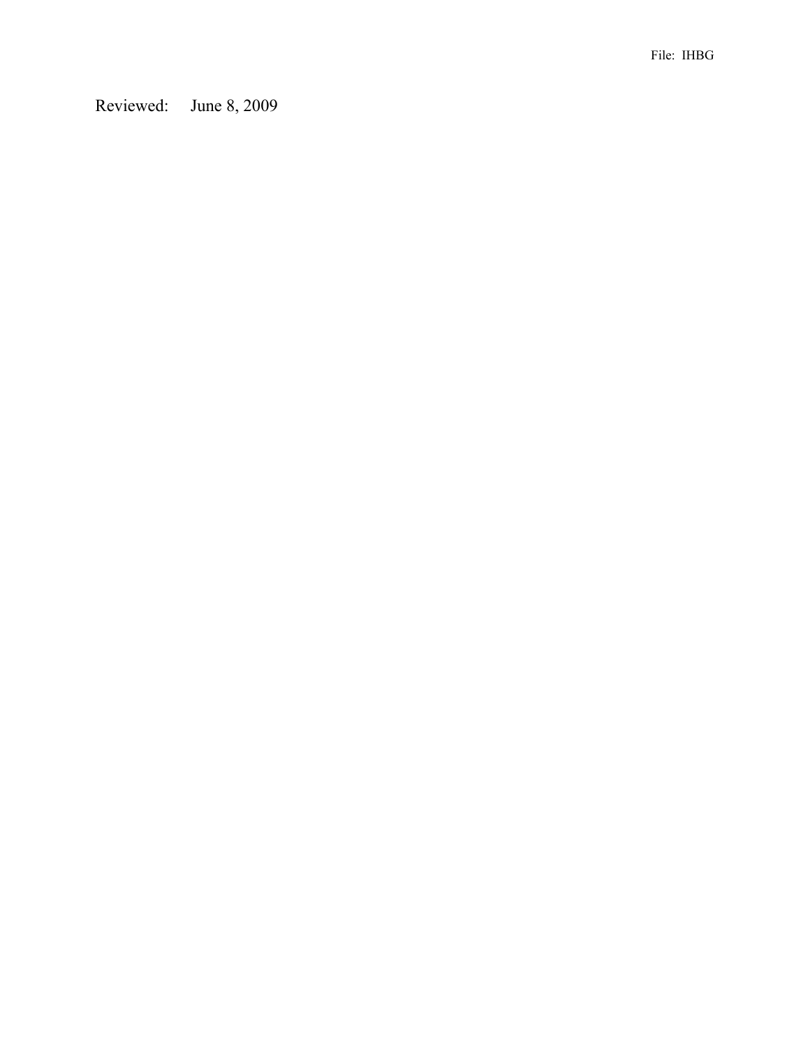Reviewed: June 8, 2009